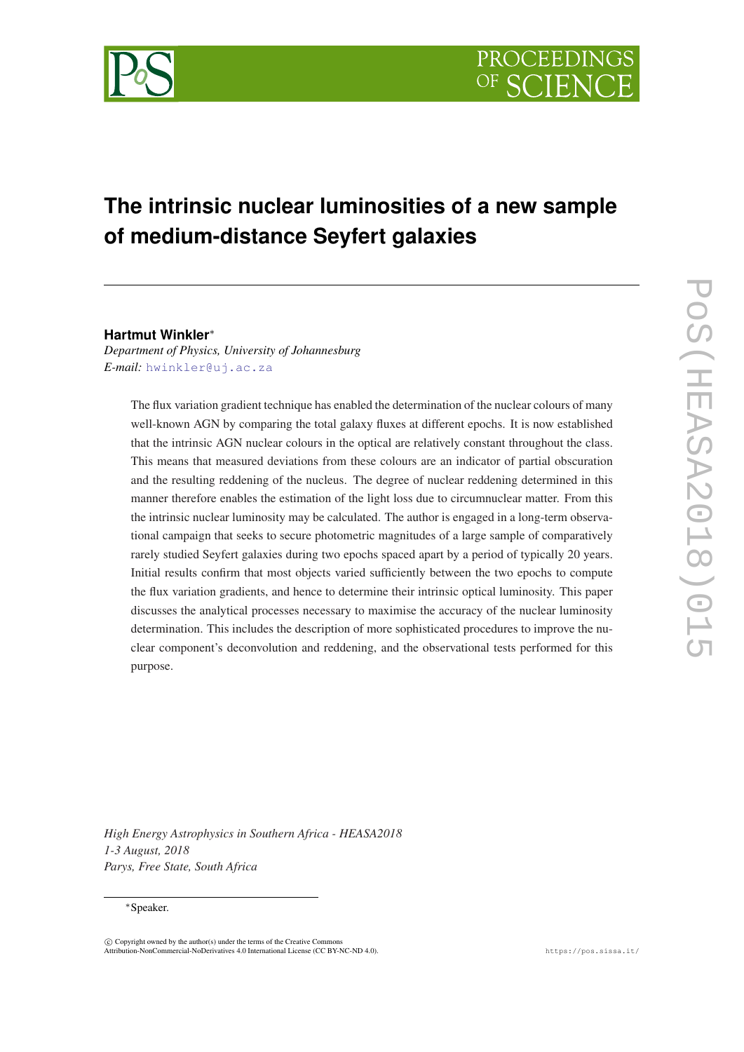# The intrinsic nuclear luminosities of a new sample of medium-distance Seyfert galaxies

**Hartmut Winkler***

*Department of Physics, University of Johannesburg*
*E-mail:* hwinkler@uj.ac.za

The flux variation gradient technique has enabled the determination of the nuclear colours of many well-known AGN by comparing the total galaxy fluxes at different epochs. It is now established that the intrinsic AGN nuclear colours in the optical are relatively constant throughout the class. This means that measured deviations from these colours are an indicator of partial obscuration and the resulting reddening of the nucleus. The degree of nuclear reddening determined in this manner therefore enables the estimation of the light loss due to circumnuclear matter. From this the intrinsic nuclear luminosity may be calculated. The author is engaged in a long-term observational campaign that seeks to secure photometric magnitudes of a large sample of comparatively rarely studied Seyfert galaxies during two epochs spaced apart by a period of typically 20 years. Initial results confirm that most objects varied sufficiently between the two epochs to compute the flux variation gradients, and hence to determine their intrinsic optical luminosity. This paper discusses the analytical processes necessary to maximise the accuracy of the nuclear luminosity determination. This includes the description of more sophisticated procedures to improve the nuclear component's deconvolution and reddening, and the observational tests performed for this purpose.

*High Energy Astrophysics in Southern Africa - HEASA2018*
*1-3 August, 2018*
*Parys, Free State, South Africa*

*Speaker.

© Copyright owned by the author(s) under the terms of the Creative Commons Attribution-NonCommercial-NoDerivatives 4.0 International License (CC BY-NC-ND 4.0).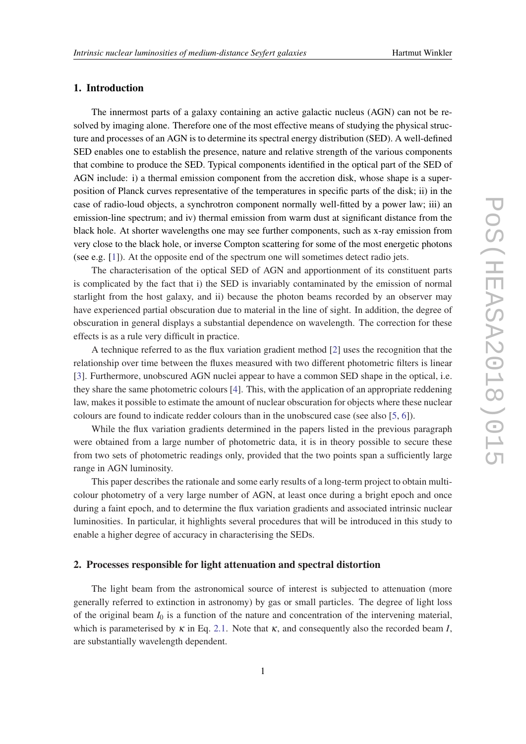## 1. Introduction

The innermost parts of a galaxy containing an active galactic nucleus (AGN) can not be resolved by imaging alone. Therefore one of the most effective means of studying the physical structure and processes of an AGN is to determine its spectral energy distribution (SED). A well-defined SED enables one to establish the presence, nature and relative strength of the various components that combine to produce the SED. Typical components identified in the optical part of the SED of AGN include: i) a thermal emission component from the accretion disk, whose shape is a superposition of Planck curves representative of the temperatures in specific parts of the disk; ii) in the case of radio-loud objects, a synchrotron component normally well-fitted by a power law; iii) an emission-line spectrum; and iv) thermal emission from warm dust at significant distance from the black hole. At shorter wavelengths one may see further components, such as x-ray emission from very close to the black hole, or inverse Compton scattering for some of the most energetic photons (see e.g. [1]). At the opposite end of the spectrum one will sometimes detect radio jets.

The characterisation of the optical SED of AGN and apportionment of its constituent parts is complicated by the fact that i) the SED is invariably contaminated by the emission of normal starlight from the host galaxy, and ii) because the photon beams recorded by an observer may have experienced partial obscuration due to material in the line of sight. In addition, the degree of obscuration in general displays a substantial dependence on wavelength. The correction for these effects is as a rule very difficult in practice.

A technique referred to as the flux variation gradient method [2] uses the recognition that the relationship over time between the fluxes measured with two different photometric filters is linear [3]. Furthermore, unobscured AGN nuclei appear to have a common SED shape in the optical, i.e. they share the same photometric colours [4]. This, with the application of an appropriate reddening law, makes it possible to estimate the amount of nuclear obscuration for objects where these nuclear colours are found to indicate redder colours than in the unobscured case (see also [5, 6]).

While the flux variation gradients determined in the papers listed in the previous paragraph were obtained from a large number of photometric data, it is in theory possible to secure these from two sets of photometric readings only, provided that the two points span a sufficiently large range in AGN luminosity.

This paper describes the rationale and some early results of a long-term project to obtain multi-colour photometry of a very large number of AGN, at least once during a bright epoch and once during a faint epoch, and to determine the flux variation gradients and associated intrinsic nuclear luminosities. In particular, it highlights several procedures that will be introduced in this study to enable a higher degree of accuracy in characterising the SEDs.

## 2. Processes responsible for light attenuation and spectral distortion

The light beam from the astronomical source of interest is subjected to attenuation (more generally referred to extinction in astronomy) by gas or small particles. The degree of light loss of the original beam $I_0$ is a function of the nature and concentration of the intervening material, which is parameterised by $\kappa$ in Eq. 2.1. Note that $\kappa$, and consequently also the recorded beam $I$, are substantially wavelength dependent.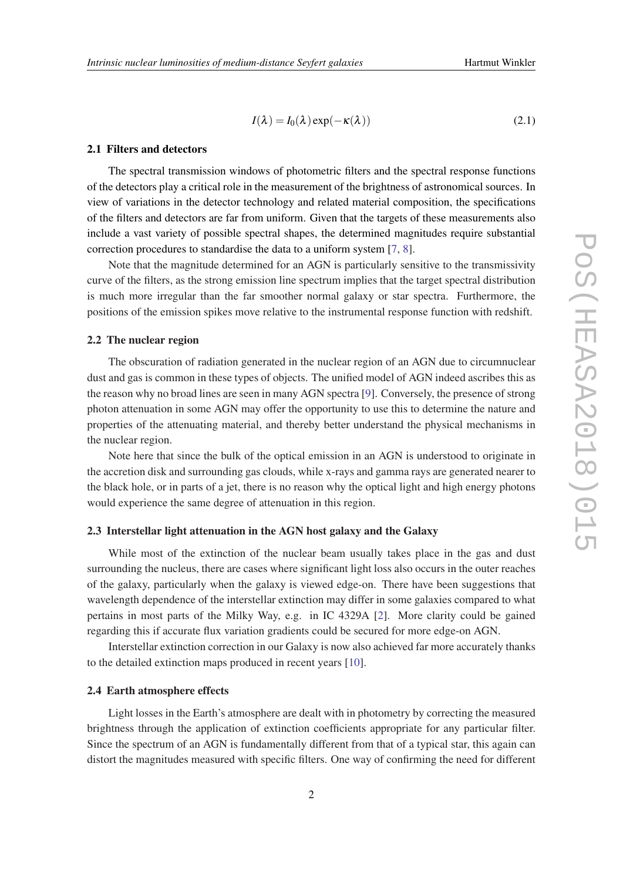$$I(\lambda) = I_0(\lambda)\exp(-\kappa(\lambda)) \tag{2.1}$$

### 2.1 Filters and detectors

The spectral transmission windows of photometric filters and the spectral response functions of the detectors play a critical role in the measurement of the brightness of astronomical sources. In view of variations in the detector technology and related material composition, the specifications of the filters and detectors are far from uniform. Given that the targets of these measurements also include a vast variety of possible spectral shapes, the determined magnitudes require substantial correction procedures to standardise the data to a uniform system [7, 8].

Note that the magnitude determined for an AGN is particularly sensitive to the transmissivity curve of the filters, as the strong emission line spectrum implies that the target spectral distribution is much more irregular than the far smoother normal galaxy or star spectra. Furthermore, the positions of the emission spikes move relative to the instrumental response function with redshift.

### 2.2 The nuclear region

The obscuration of radiation generated in the nuclear region of an AGN due to circumnuclear dust and gas is common in these types of objects. The unified model of AGN indeed ascribes this as the reason why no broad lines are seen in many AGN spectra [9]. Conversely, the presence of strong photon attenuation in some AGN may offer the opportunity to use this to determine the nature and properties of the attenuating material, and thereby better understand the physical mechanisms in the nuclear region.

Note here that since the bulk of the optical emission in an AGN is understood to originate in the accretion disk and surrounding gas clouds, while x-rays and gamma rays are generated nearer to the black hole, or in parts of a jet, there is no reason why the optical light and high energy photons would experience the same degree of attenuation in this region.

### 2.3 Interstellar light attenuation in the AGN host galaxy and the Galaxy

While most of the extinction of the nuclear beam usually takes place in the gas and dust surrounding the nucleus, there are cases where significant light loss also occurs in the outer reaches of the galaxy, particularly when the galaxy is viewed edge-on. There have been suggestions that wavelength dependence of the interstellar extinction may differ in some galaxies compared to what pertains in most parts of the Milky Way, e.g. in IC 4329A [2]. More clarity could be gained regarding this if accurate flux variation gradients could be secured for more edge-on AGN.

Interstellar extinction correction in our Galaxy is now also achieved far more accurately thanks to the detailed extinction maps produced in recent years [10].

### 2.4 Earth atmosphere effects

Light losses in the Earth's atmosphere are dealt with in photometry by correcting the measured brightness through the application of extinction coefficients appropriate for any particular filter. Since the spectrum of an AGN is fundamentally different from that of a typical star, this again can distort the magnitudes measured with specific filters. One way of confirming the need for different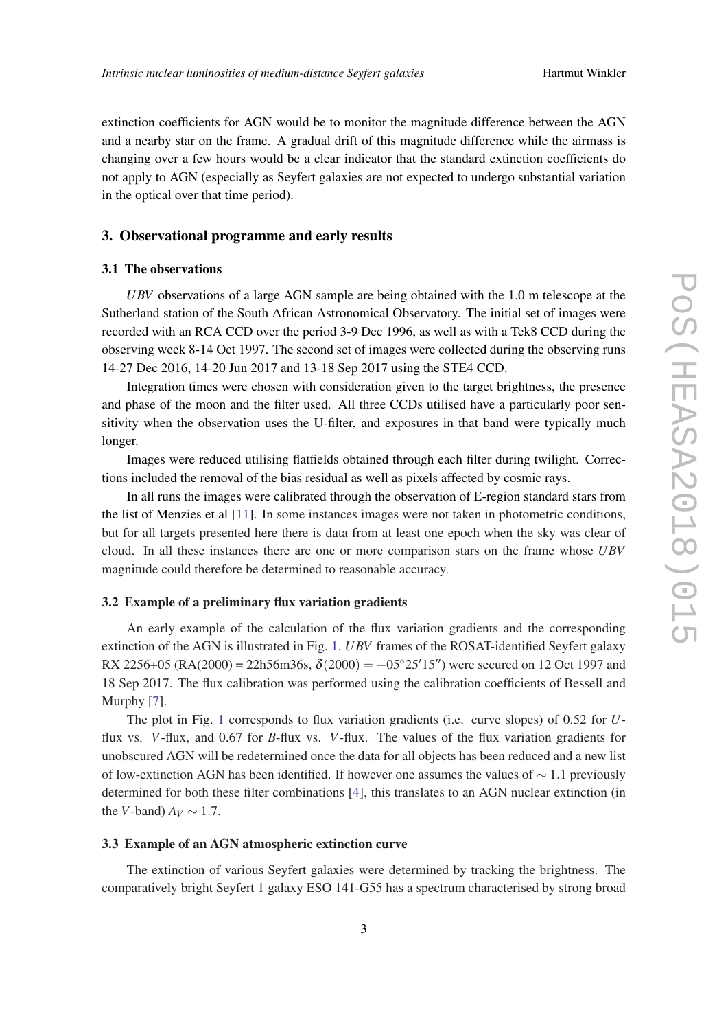extinction coefficients for AGN would be to monitor the magnitude difference between the AGN and a nearby star on the frame. A gradual drift of this magnitude difference while the airmass is changing over a few hours would be a clear indicator that the standard extinction coefficients do not apply to AGN (especially as Seyfert galaxies are not expected to undergo substantial variation in the optical over that time period).

## 3. Observational programme and early results

### 3.1 The observations

*UBV* observations of a large AGN sample are being obtained with the 1.0 m telescope at the Sutherland station of the South African Astronomical Observatory. The initial set of images were recorded with an RCA CCD over the period 3-9 Dec 1996, as well as with a Tek8 CCD during the observing week 8-14 Oct 1997. The second set of images were collected during the observing runs 14-27 Dec 2016, 14-20 Jun 2017 and 13-18 Sep 2017 using the STE4 CCD.

Integration times were chosen with consideration given to the target brightness, the presence and phase of the moon and the filter used. All three CCDs utilised have a particularly poor sensitivity when the observation uses the U-filter, and exposures in that band were typically much longer.

Images were reduced utilising flatfields obtained through each filter during twilight. Corrections included the removal of the bias residual as well as pixels affected by cosmic rays.

In all runs the images were calibrated through the observation of E-region standard stars from the list of Menzies et al [11]. In some instances images were not taken in photometric conditions, but for all targets presented here there is data from at least one epoch when the sky was clear of cloud. In all these instances there are one or more comparison stars on the frame whose *UBV* magnitude could therefore be determined to reasonable accuracy.

### 3.2 Example of a preliminary flux variation gradients

An early example of the calculation of the flux variation gradients and the corresponding extinction of the AGN is illustrated in Fig. 1. *UBV* frames of the ROSAT-identified Seyfert galaxy RX 2256+05 (RA(2000) = 22h56m36s, $\delta(2000) = +05^{\circ}25'15''$) were secured on 12 Oct 1997 and 18 Sep 2017. The flux calibration was performed using the calibration coefficients of Bessell and Murphy [7].

The plot in Fig. 1 corresponds to flux variation gradients (i.e. curve slopes) of 0.52 for $U$-flux vs. $V$-flux, and 0.67 for $B$-flux vs. $V$-flux. The values of the flux variation gradients for unobscured AGN will be redetermined once the data for all objects has been reduced and a new list of low-extinction AGN has been identified. If however one assumes the values of $\sim 1.1$ previously determined for both these filter combinations [4], this translates to an AGN nuclear extinction (in the $V$-band) $A_V \sim 1.7$.

### 3.3 Example of an AGN atmospheric extinction curve

The extinction of various Seyfert galaxies were determined by tracking the brightness. The comparatively bright Seyfert 1 galaxy ESO 141-G55 has a spectrum characterised by strong broad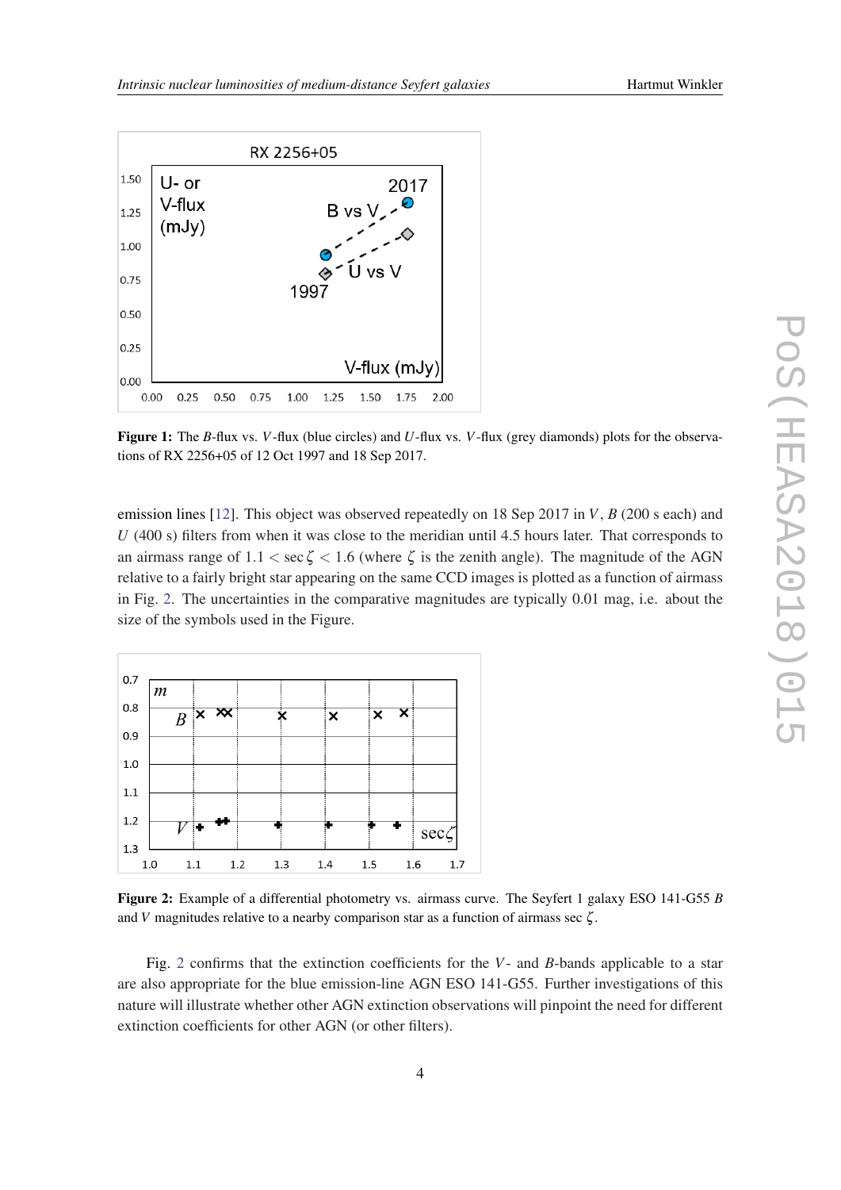**Figure 1:** The $B$-flux vs. $V$-flux (blue circles) and $U$-flux vs. $V$-flux (grey diamonds) plots for the observations of RX 2256+05 of 12 Oct 1997 and 18 Sep 2017.

emission lines [12]. This object was observed repeatedly on 18 Sep 2017 in $V$, $B$ (200 s each) and $U$ (400 s) filters from when it was close to the meridian until 4.5 hours later. That corresponds to an airmass range of $1.1 < \sec\zeta < 1.6$ (where $\zeta$ is the zenith angle). The magnitude of the AGN relative to a fairly bright star appearing on the same CCD images is plotted as a function of airmass in Fig. 2. The uncertainties in the comparative magnitudes are typically 0.01 mag, i.e. about the size of the symbols used in the Figure.

**Figure 2:** Example of a differential photometry vs. airmass curve. The Seyfert 1 galaxy ESO 141-G55 $B$ and $V$ magnitudes relative to a nearby comparison star as a function of airmass sec $\zeta$.

Fig. 2 confirms that the extinction coefficients for the $V$- and $B$-bands applicable to a star are also appropriate for the blue emission-line AGN ESO 141-G55. Further investigations of this nature will illustrate whether other AGN extinction observations will pinpoint the need for different extinction coefficients for other AGN (or other filters).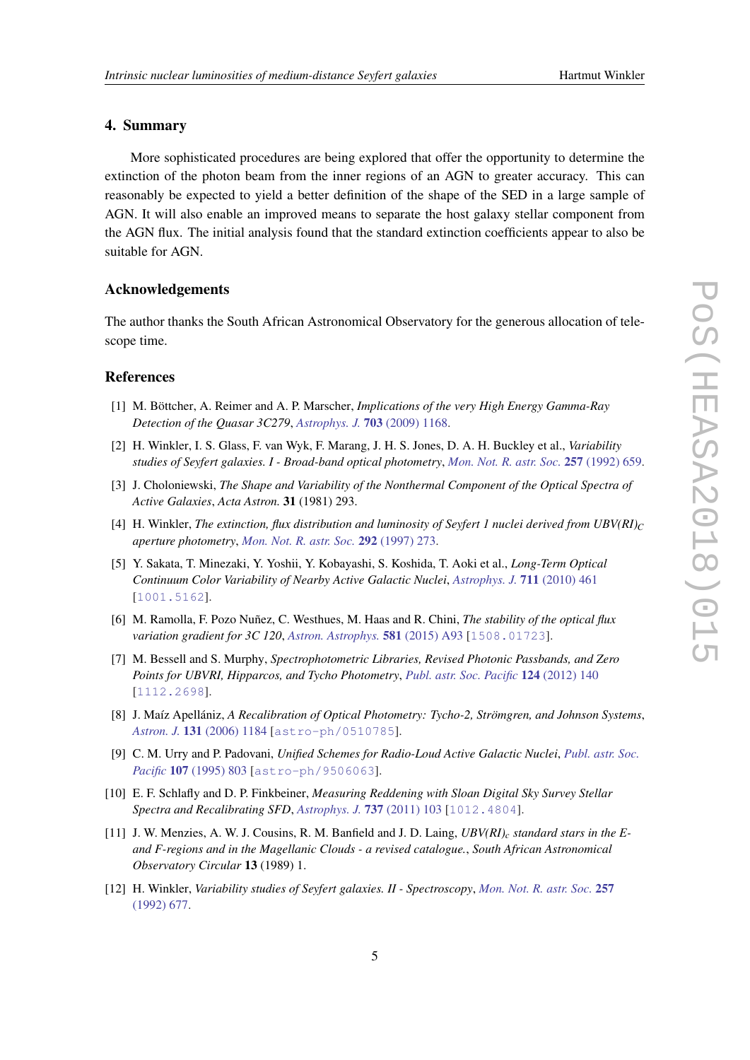## 4. Summary

More sophisticated procedures are being explored that offer the opportunity to determine the extinction of the photon beam from the inner regions of an AGN to greater accuracy. This can reasonably be expected to yield a better definition of the shape of the SED in a large sample of AGN. It will also enable an improved means to separate the host galaxy stellar component from the AGN flux. The initial analysis found that the standard extinction coefficients appear to also be suitable for AGN.

### Acknowledgements

The author thanks the South African Astronomical Observatory for the generous allocation of telescope time.

### References

[1] M. Böttcher, A. Reimer and A. P. Marscher, *Implications of the very High Energy Gamma-Ray Detection of the Quasar 3C279*, *Astrophys. J.* **703** (2009) 1168.

[2] H. Winkler, I. S. Glass, F. van Wyk, F. Marang, J. H. S. Jones, D. A. H. Buckley et al., *Variability studies of Seyfert galaxies. I - Broad-band optical photometry*, *Mon. Not. R. astr. Soc.* **257** (1992) 659.

[3] J. Choloniewski, *The Shape and Variability of the Nonthermal Component of the Optical Spectra of Active Galaxies*, *Acta Astron.* **31** (1981) 293.

[4] H. Winkler, *The extinction, flux distribution and luminosity of Seyfert 1 nuclei derived from UBV(RI)$_C$ aperture photometry*, *Mon. Not. R. astr. Soc.* **292** (1997) 273.

[5] Y. Sakata, T. Minezaki, Y. Yoshii, Y. Kobayashi, S. Koshida, T. Aoki et al., *Long-Term Optical Continuum Color Variability of Nearby Active Galactic Nuclei*, *Astrophys. J.* **711** (2010) 461 [1001.5162].

[6] M. Ramolla, F. Pozo Nuñez, C. Westhues, M. Haas and R. Chini, *The stability of the optical flux variation gradient for 3C 120*, *Astron. Astrophys.* **581** (2015) A93 [1508.01723].

[7] M. Bessell and S. Murphy, *Spectrophotometric Libraries, Revised Photonic Passbands, and Zero Points for UBVRI, Hipparcos, and Tycho Photometry*, *Publ. astr. Soc. Pacific* **124** (2012) 140 [1112.2698].

[8] J. Maíz Apellániz, *A Recalibration of Optical Photometry: Tycho-2, Strömgren, and Johnson Systems*, *Astron. J.* **131** (2006) 1184 [astro-ph/0510785].

[9] C. M. Urry and P. Padovani, *Unified Schemes for Radio-Loud Active Galactic Nuclei*, *Publ. astr. Soc. Pacific* **107** (1995) 803 [astro-ph/9506063].

[10] E. F. Schlafly and D. P. Finkbeiner, *Measuring Reddening with Sloan Digital Sky Survey Stellar Spectra and Recalibrating SFD*, *Astrophys. J.* **737** (2011) 103 [1012.4804].

[11] J. W. Menzies, A. W. J. Cousins, R. M. Banfield and J. D. Laing, *UBV(RI)$_c$ standard stars in the E- and F-regions and in the Magellanic Clouds - a revised catalogue.*, *South African Astronomical Observatory Circular* **13** (1989) 1.

[12] H. Winkler, *Variability studies of Seyfert galaxies. II - Spectroscopy*, *Mon. Not. R. astr. Soc.* **257** (1992) 677.